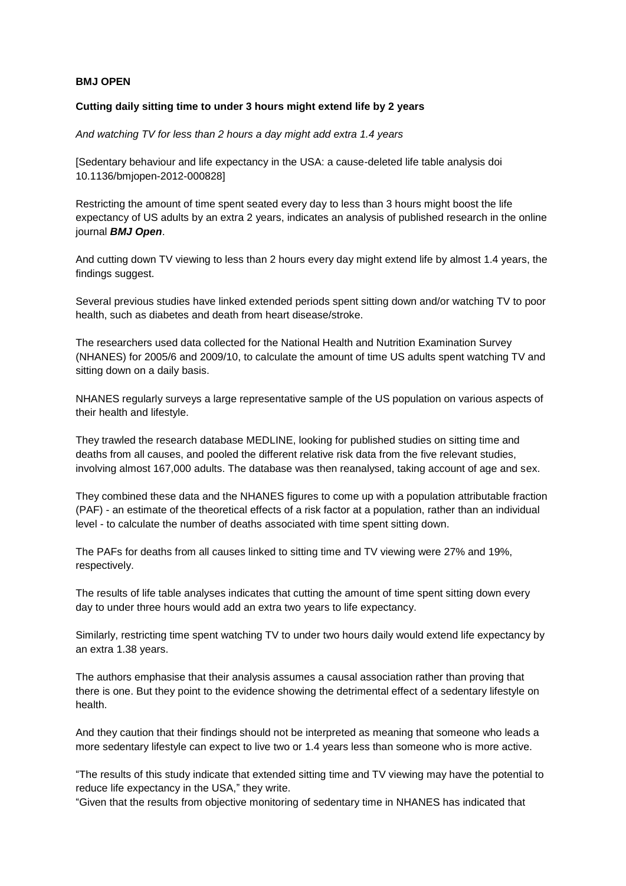**BMJ OPEN**

**Cutting daily sitting time to under 3 hours might extend life by 2 years**

*And watching TV for less than 2 hours a day might add extra 1.4 years*

[Sedentary behaviour and life expectancy in the USA: a cause-deleted life table analysis doi 10.1136/bmjopen-2012-000828]

Restricting the amount of time spent seated every day to less than 3 hours might boost the life expectancy of US adults by an extra 2 years, indicates an analysis of published research in the online journal ***BMJ Open***.

And cutting down TV viewing to less than 2 hours every day might extend life by almost 1.4 years, the findings suggest.

Several previous studies have linked extended periods spent sitting down and/or watching TV to poor health, such as diabetes and death from heart disease/stroke.

The researchers used data collected for the National Health and Nutrition Examination Survey (NHANES) for 2005/6 and 2009/10, to calculate the amount of time US adults spent watching TV and sitting down on a daily basis.

NHANES regularly surveys a large representative sample of the US population on various aspects of their health and lifestyle.

They trawled the research database MEDLINE, looking for published studies on sitting time and deaths from all causes, and pooled the different relative risk data from the five relevant studies, involving almost 167,000 adults. The database was then reanalysed, taking account of age and sex.

They combined these data and the NHANES figures to come up with a population attributable fraction (PAF) - an estimate of the theoretical effects of a risk factor at a population, rather than an individual level - to calculate the number of deaths associated with time spent sitting down.

The PAFs for deaths from all causes linked to sitting time and TV viewing were 27% and 19%, respectively.

The results of life table analyses indicates that cutting the amount of time spent sitting down every day to under three hours would add an extra two years to life expectancy.

Similarly, restricting time spent watching TV to under two hours daily would extend life expectancy by an extra 1.38 years.

The authors emphasise that their analysis assumes a causal association rather than proving that there is one. But they point to the evidence showing the detrimental effect of a sedentary lifestyle on health.

And they caution that their findings should not be interpreted as meaning that someone who leads a more sedentary lifestyle can expect to live two or 1.4 years less than someone who is more active.

"The results of this study indicate that extended sitting time and TV viewing may have the potential to reduce life expectancy in the USA," they write.

"Given that the results from objective monitoring of sedentary time in NHANES has indicated that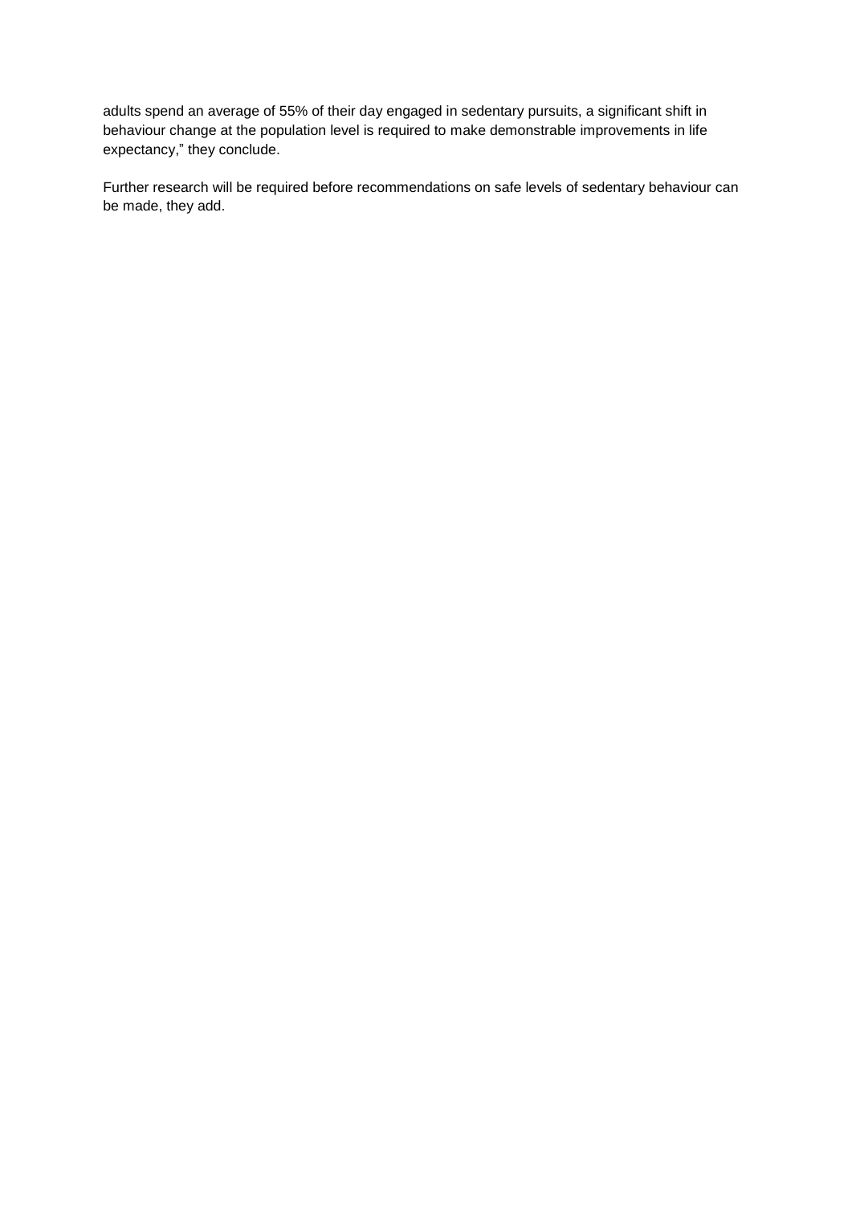adults spend an average of 55% of their day engaged in sedentary pursuits, a significant shift in behaviour change at the population level is required to make demonstrable improvements in life expectancy," they conclude.

Further research will be required before recommendations on safe levels of sedentary behaviour can be made, they add.